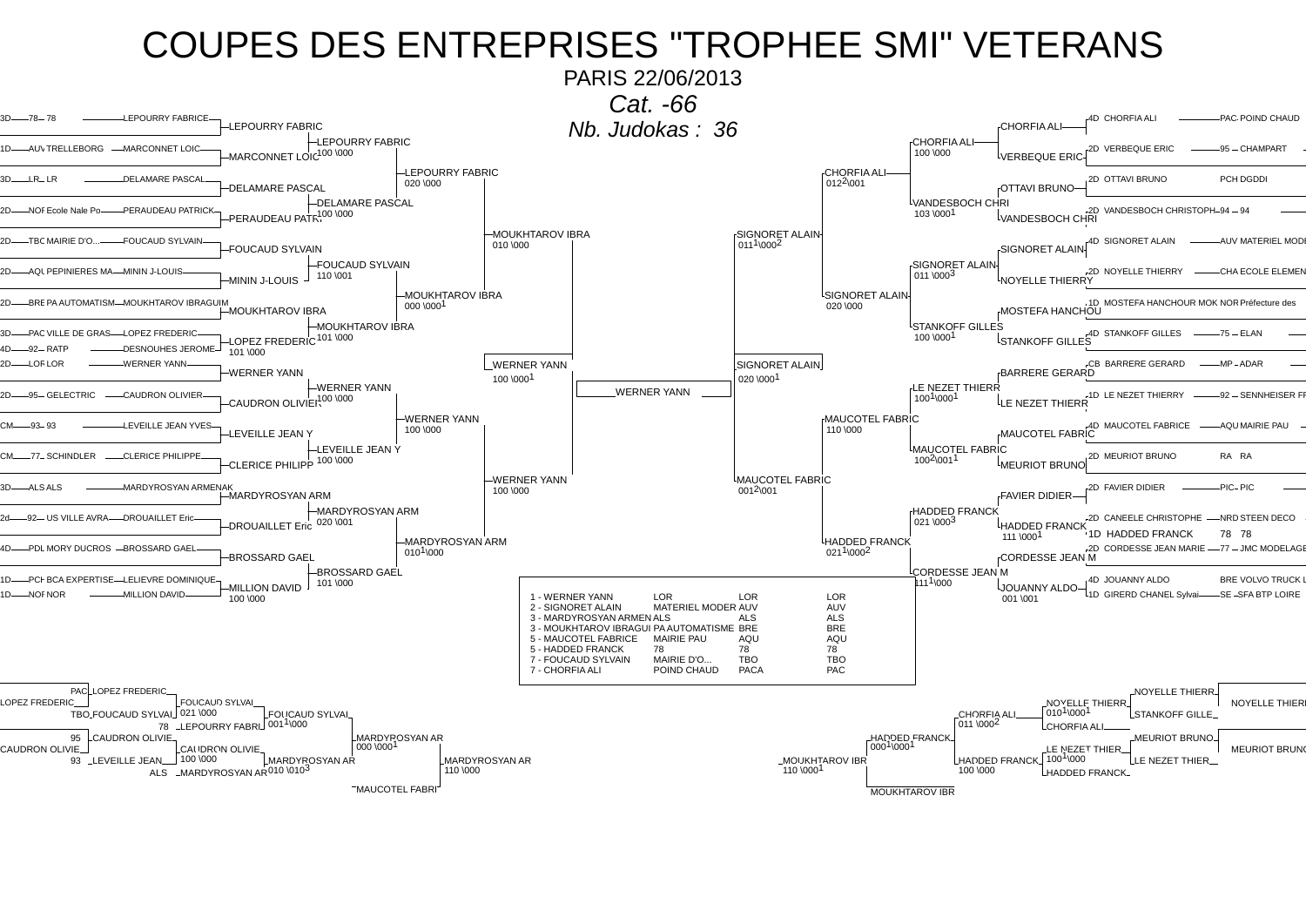# COUPES DES ENTREPRISES "TROPHEE SMI" VETERANS

PARIS 22/06/2013

*Cat. -66*

*Nb. Judokas : 36*

## Tableau gauche

| Grade | Club | Entreprise | Judoka |
|---|---|---|---|
| 3D | 78 | 78 | LEPOURRY FABRICE |
| 1D | AUV | TRELLEBORG | MARCONNET LOIC |
| 3D | LR | LR | DELAMARE PASCAL |
| 2D | NOF | Ecole Nale Po... | PERAUDEAU PATRICK |
| 2D | TBC | MAIRIE D'O... | FOUCAUD SYLVAIN |
| 2D | AQU | PEPINIERES MA... | MININ J-LOUIS |
| 2D | BRE | PA AUTOMATISM... | MOUKHTAROV IBRAGUIM |
| 3D | PAC | VILLE DE GRAS... | LOPEZ FREDERIC |
| 4D | 92 | RATP | DESNOUHES JEROME |
| 2D | LOR | LOR | WERNER YANN |
| 2D | 95 | GELECTRIC | CAUDRON OLIVIER |
| CM | 93 | 93 | LEVEILLE JEAN YVES |
| CM | 77 | SCHINDLER | CLERICE PHILIPPE |
| 3D | ALS | ALS | MARDYROSYAN ARMENAK |
| 2d | 92 | US VILLE AVRA... | DROUAILLET Eric |
| 4D | PDL | MORY DUCROS | BROSSARD GAEL |
| 1D | PCH | BCA EXPERTISE | LELIEVRE DOMINIQUE |
| 1D | NOR | NOR | MILLION DAVID |

Résultats :

- LEPOURRY FABRIC bat MARCONNET LOIC (100 \000)
- DELAMARE PASCAL bat PERAUDEAU PATR (100 \000)
- LEPOURRY FABRIC bat DELAMARE PASCAL (020 \000)
- FOUCAUD SYLVAIN bat MININ J-LOUIS (110 \001)
- MOUKHTAROV IBRA bat LOPEZ FREDERIC (101 \000) ; LOPEZ FREDERIC (101 \000)
- MOUKHTAROV IBRA bat FOUCAUD SYLVAIN (000 \000[1])
- MOUKHTAROV IBRA bat LEPOURRY FABRIC (010 \000)
- WERNER YANN bat CAUDRON OLIVIER (100 \000)
- LEVEILLE JEAN Y bat CLERICE PHILIPP (100 \000)
- WERNER YANN bat LEVEILLE JEAN Y (100 \000)
- MARDYROSYAN ARM bat DROUAILLET Eric (020 \001)
- BROSSARD GAEL bat MILLION DAVID (101 \000) ; MILLION DAVID (100 \000)
- MARDYROSYAN ARM bat BROSSARD GAEL (010[1]\000)
- WERNER YANN bat MARDYROSYAN ARM (100 \000)
- WERNER YANN bat MOUKHTAROV IBRA (100 \000[1])

## Tableau droit

| Judoka | Grade | Judoka (détail) | Club | Entreprise |
|---|---|---|---|---|
| CHORFIA ALI | 4D | CHORFIA ALI | PAC | POIND CHAUD |
| VERBEQUE ERIC | 2D | VERBEQUE ERIC | 95 | CHAMPART |
| OTTAVI BRUNO | 2D | OTTAVI BRUNO | PCH | DGDDI |
| VANDESBOCH CHRI | 2D | VANDESBOCH CHRISTOPH | 94 | 94 |
| SIGNORET ALAIN | 4D | SIGNORET ALAIN | AUV | MATERIEL MODE |
| NOYELLE THIERRY | 2D | NOYELLE THIERRY | CHA | ECOLE ELEMEN |
| MOSTEFA HANCHOU | 1D | MOSTEFA HANCHOUR MOK | NOR | Préfecture des |
| STANKOFF GILLES | 4D | STANKOFF GILLES | 75 | ELAN |
| BARRERE GERARD | CB | BARRERE GERARD | MP | ADAR |
| LE NEZET THIERR | 1D | LE NEZET THIERRY | 92 | SENNHEISER FR |
| MAUCOTEL FABRIC | 4D | MAUCOTEL FABRICE | AQU | MAIRIE PAU |
| MEURIOT BRUNO | 2D | MEURIOT BRUNO | RA | RA |
| FAVIER DIDIER | 2D | FAVIER DIDIER | PIC | PIC |
| HADDED FRANCK | 2D | CANEELE CHRISTOPHE | NRD | STEEN DECO |
| | 1D | HADDED FRANCK | 78 | 78 |
| CORDESSE JEAN M | 2D | CORDESSE JEAN MARIE | 77 | JMC MODELAGE |
| JOUANNY ALDO | 4D | JOUANNY ALDO | BRE | VOLVO TRUCK L |
| | 1D | GIRERD CHANEL Sylvai | SE | SFA BTP LOIRE |

Résultats :

- CHORFIA ALI bat VERBEQUE ERIC (100 \000)
- VANDESBOCH CHRI bat OTTAVI BRUNO (103 \000[1])
- CHORFIA ALI bat VANDESBOCH CHRI (012[2]\001)
- SIGNORET ALAIN bat NOYELLE THIERRY (011 \000[3])
- STANKOFF GILLES bat MOSTEFA HANCHOU (100 \000[1])
- SIGNORET ALAIN bat STANKOFF GILLES (020 \000)
- SIGNORET ALAIN bat CHORFIA ALI (011[1]\000[2])
- LE NEZET THIERR bat BARRERE GERARD (100[1]\000[1])
- MAUCOTEL FABRIC bat MEURIOT BRUNO (100[2]\001[1])
- MAUCOTEL FABRIC bat LE NEZET THIERR (110 \000)
- HADDED FRANCK bat FAVIER DIDIER (021 \000[3]) ; HADDED FRANCK (111 \000[1])
- CORDESSE JEAN M bat JOUANNY ALDO (111[1]\000) ; JOUANNY ALDO (001 \001)
- HADDED FRANCK bat CORDESSE JEAN M (021[1]\000[2])
- MAUCOTEL FABRIC bat HADDED FRANCK (001[2]\001)
- SIGNORET ALAIN bat MAUCOTEL FABRIC (020 \000[1])

## Finale

WERNER YANN

## Classement

| Place | Judoka | Entreprise | Club | |
|---|---|---|---|---|
| 1 | WERNER YANN | LOR | LOR | LOR |
| 2 | SIGNORET ALAIN | MATERIEL MODER | AUV | AUV |
| 3 | MARDYROSYAN ARMEN | ALS | ALS | ALS |
| 3 | MOUKHTAROV IBRAGUI | PA AUTOMATISME | BRE | BRE |
| 5 | MAUCOTEL FABRICE | MAIRIE PAU | AQU | AQU |
| 5 | HADDED FRANCK | 78 | 78 | 78 |
| 7 | FOUCAUD SYLVAIN | MAIRIE D'O... | TBO | TBO |
| 7 | CHORFIA ALI | POIND CHAUD | PACA | PAC |

## Repêchages gauche

- PAC LOPEZ FREDERIC / TBO FOUCAUD SYLVAI → FOUCAUD SYLVAI (021 \000)
- 78 LEPOURRY FABRI → FOUCAUD SYLVAI (001[1]\000)
- 95 CAUDRON OLIVIE / 93 LEVEILLE JEAN → CAUDRON OLIVIE (100 \000)
- ALS MARDYROSYAN AR → MARDYROSYAN AR (010 \010[3])
- MARDYROSYAN AR (000 \000[1])
- MAUCOTEL FABRI
- MARDYROSYAN AR (110 \000)

## Repêchages droite

- NOYELLE THIERR / STANKOFF GILLE → NOYELLE THIERR (010[1]\000[1])
- CHORFIA ALI → CHORFIA ALI (011 \000[2])
- MEURIOT BRUNO / LE NEZET THIER → LE NEZET THIER (100[1]\000)
- HADDED FRANCK → HADDED FRANCK (100 \000)
- HADDED FRANCK (000[1]\000[1])
- MOUKHTAROV IBR (110 \000[1])
- MOUKHTAROV IBR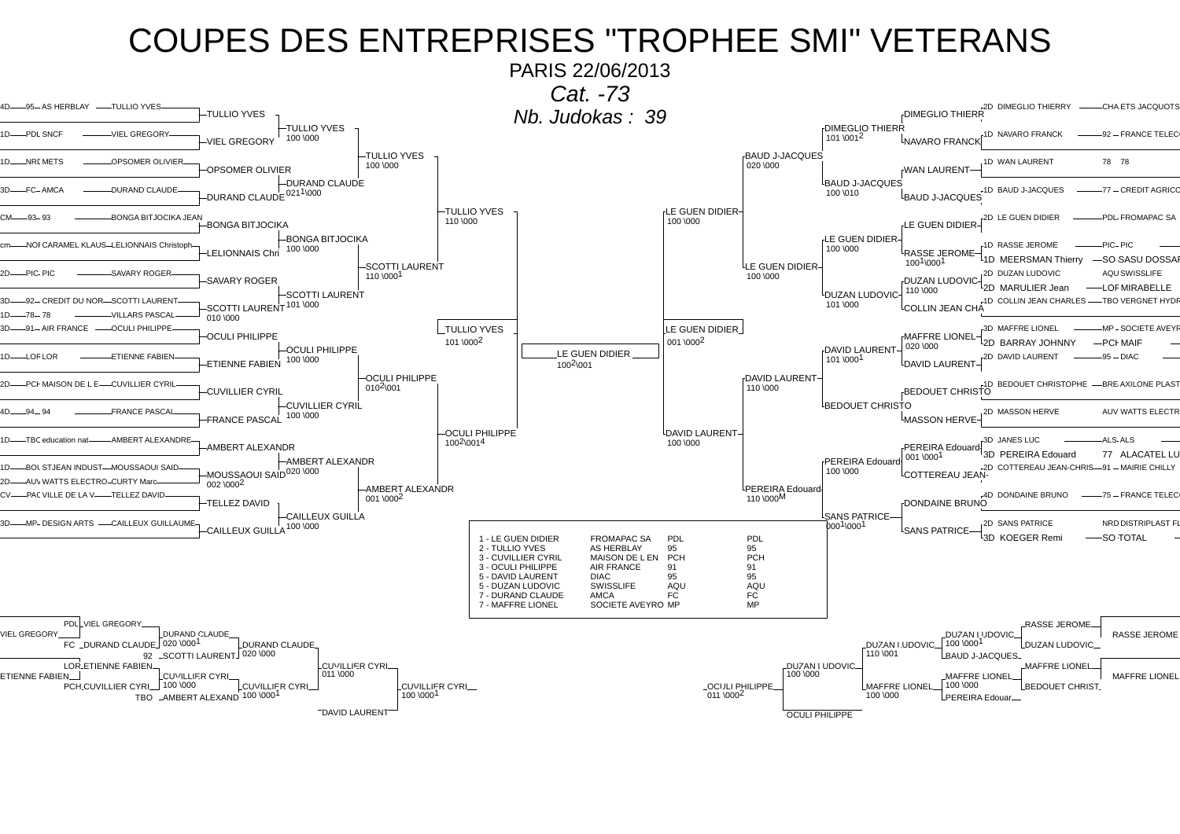# COUPES DES ENTREPRISES "TROPHEE SMI" VETERANS

PARIS 22/06/2013

*Cat. -73*

*Nb. Judokas : 39*

## Tableau principal

| Grade | Club | Nom |
|---|---|---|
| 4D | 95 AS HERBLAY | TULLIO YVES |
| 1D | PDL SNCF | VIEL GREGORY |
| 1D | NRD METS | OPSOMER OLIVIER |
| 3D | FC AMCA | DURAND CLAUDE |
| CM | 93 93 | BONGA BITJOCIKA JEAN |
| cm | NOI CARAMEL KLAUS | LELIONNAIS Christoph |
| 2D | PIC PIC | SAVARY ROGER |
| 3D | 92 CREDIT DU NOR | SCOTTI LAURENT |
| 1D | 78 78 | VILLARS PASCAL |
| 3D | 91 AIR FRANCE | OCULI PHILIPPE |
| 1D | LOR LOR | ETIENNE FABIEN |
| 2D | PCH MAISON DE L E | CUVILLIER CYRIL |
| 4D | 94 94 | FRANCE PASCAL |
| 1D | TBO education nat | AMBERT ALEXANDRE |
| 1D | BOU STJEAN INDUST | MOUSSAOUI SAID |
| 2D | AUV WATTS ELECTRO | CURTY Marc |
| CV | PAC VILLE DE LA V | TELLEZ DAVID |
| 3D | MP DESIGN ARTS | CAILLEUX GUILLAUME |
| 2D | DIMEGLIO THIERRY | CHA ETS JACQUOTS |
| 1D | NAVARO FRANCK | 92 FRANCE TELECO |
| 1D | WAN LAURENT | 78 78 |
| 1D | BAUD J-JACQUES | 77 CREDIT AGRICO |
| 2D | LE GUEN DIDIER | PDL FROMAPAC SA |
| 1D | RASSE JEROME | PIC PIC |
| 1D | MEERSMAN Thierry | SO SASU DOSSAR |
| 2D | DUZAN LUDOVIC | AQU SWISSLIFE |
| 2D | MARULIER Jean | LOR MIRABELLE |
| 1D | COLLIN JEAN CHARLES | TBO VERGNET HYDR |
| 3D | MAFFRE LIONEL | MP SOCIETE AVEYR |
| 2D | BARRAY JOHNNY | PCH MAIF |
| 2D | DAVID LAURENT | 95 DIAC |
| 1D | BEDOUET CHRISTOPHE | BRE AXILONE PLAST |
| 2D | MASSON HERVE | AUV WATTS ELECTR |
| 3D | JANES LUC | ALS ALS |
| 3D | PEREIRA Edouard | 77 ALACATEL LU |
| 2D | COTTEREAU JEAN-CHRIS | 91 MAIRIE CHILLY |
| 4D | DONDAINE BRUNO | 75 FRANCE TELECO |
| 2D | SANS PATRICE | NRD DISTRIPLAST FL |
| 3D | KOEGER Remi | SO TOTAL |

### Résultats des combats

- TULLIO YVES bat VIEL GREGORY (100 \000)
- DURAND CLAUDE bat OPSOMER OLIVIER (021 1\000)
- TULLIO YVES bat DURAND CLAUDE (100 \000)
- BONGA BITJOCIKA bat LELIONNAIS Chri (100 \000)
- SCOTTI LAURENT bat SAVARY ROGER (101 \000) ; SCOTTI LAURENT bat VILLARS PASCAL (010 \000)
- SCOTTI LAURENT bat BONGA BITJOCIKA (110 \000 1)
- TULLIO YVES bat SCOTTI LAURENT (110 \000)
- OCULI PHILIPPE bat ETIENNE FABIEN (100 \000)
- CUVILLIER CYRIL bat FRANCE PASCAL (100 \000)
- OCULI PHILIPPE bat CUVILLIER CYRIL (010 2\001)
- AMBERT ALEXANDR bat MOUSSAOUI SAID (020 \000) ; MOUSSAOUI SAID bat CURTY Marc (002 \000 2)
- CAILLEUX GUILLA bat TELLEZ DAVID (100 \000)
- AMBERT ALEXANDR bat CAILLEUX GUILLA (001 \000 2)
- OCULI PHILIPPE bat AMBERT ALEXANDR (100 2\001 4)
- TULLIO YVES bat OCULI PHILIPPE (101 \000 2)
- DIMEGLIO THIERR bat NAVARO FRANCK (101 \001 2)
- BAUD J-JACQUES bat WAN LAURENT (100 \010)
- BAUD J-JACQUES bat DIMEGLIO THIERR (020 \000)
- LE GUEN DIDIER bat RASSE JEROME (100 \000) ; RASSE JEROME bat MEERSMAN Thierry (100 1\000 1)
- DUZAN LUDOVIC bat MARULIER Jean (110 \000) ; DUZAN LUDOVIC bat COLLIN JEAN CHA (101 \000)
- LE GUEN DIDIER bat DUZAN LUDOVIC (100 \000)
- LE GUEN DIDIER bat BAUD J-JACQUES (100 \000)
- MAFFRE LIONEL bat BARRAY JOHNNY (020 \000)
- DAVID LAURENT bat MAFFRE LIONEL (101 \000 1)
- BEDOUET CHRISTO bat MASSON HERVE
- DAVID LAURENT bat BEDOUET CHRISTO (110 \000)
- PEREIRA Edouard bat JANES LUC (001 \000 1)
- PEREIRA Edouard bat COTTEREAU JEAN- (100 \000)
- SANS PATRICE bat DONDAINE BRUNO ; SANS PATRICE bat KOEGER Remi
- PEREIRA Edouard bat SANS PATRICE (000 1\000 1)
- DAVID LAURENT bat PEREIRA Edouard (110 \000 M)
- LE GUEN DIDIER bat DAVID LAURENT (100 \000)
- LE GUEN DIDIER bat DAVID LAURENT (001 \000 2)
- Finale : LE GUEN DIDIER bat TULLIO YVES (100 2\001)

## Classement

| Place | Nom | Club | Ligue | |
|---|---|---|---|---|
| 1 | LE GUEN DIDIER | FROMAPAC SA | PDL | PDL |
| 2 | TULLIO YVES | AS HERBLAY | 95 | 95 |
| 3 | CUVILLIER CYRIL | MAISON DE L EN | PCH | PCH |
| 3 | OCULI PHILIPPE | AIR FRANCE | 91 | 91 |
| 5 | DAVID LAURENT | DIAC | 95 | 95 |
| 5 | DUZAN LUDOVIC | SWISSLIFE | AQU | AQU |
| 7 | DURAND CLAUDE | AMCA | FC | FC |
| 7 | MAFFRE LIONEL | SOCIETE AVEYRO | MP | MP |

## Repêchages

- PDL VIEL GREGORY / FC DURAND CLAUDE → DURAND CLAUDE (020 \000 1)
- 92 SCOTTI LAURENT → DURAND CLAUDE (020 \000)
- LOR ETIENNE FABIEN / PCH CUVILLIER CYRI → CUVILLIER CYRI (100 \000)
- TBO AMBERT ALEXAND → CUVILLIER CYRI (100 \000 1)
- CUVILLIER CYRI (011 \000) bat DURAND CLAUDE
- CUVILLIER CYRI (100 \000 1) bat DAVID LAURENT
- RASSE JEROME / DUZAN LUDOVIC → DUZAN LUDOVIC (100 \000 1)
- BAUD J-JACQUES → DUZAN LUDOVIC (110 \001)
- MAFFRE LIONEL / BEDOUET CHRIST → MAFFRE LIONEL (100 \000)
- PEREIRA Edouar → MAFFRE LIONEL (100 \000)
- DUZAN LUDOVIC (100 \000) bat MAFFRE LIONEL
- OCULI PHILIPPE (011 \000 2) bat DUZAN LUDOVIC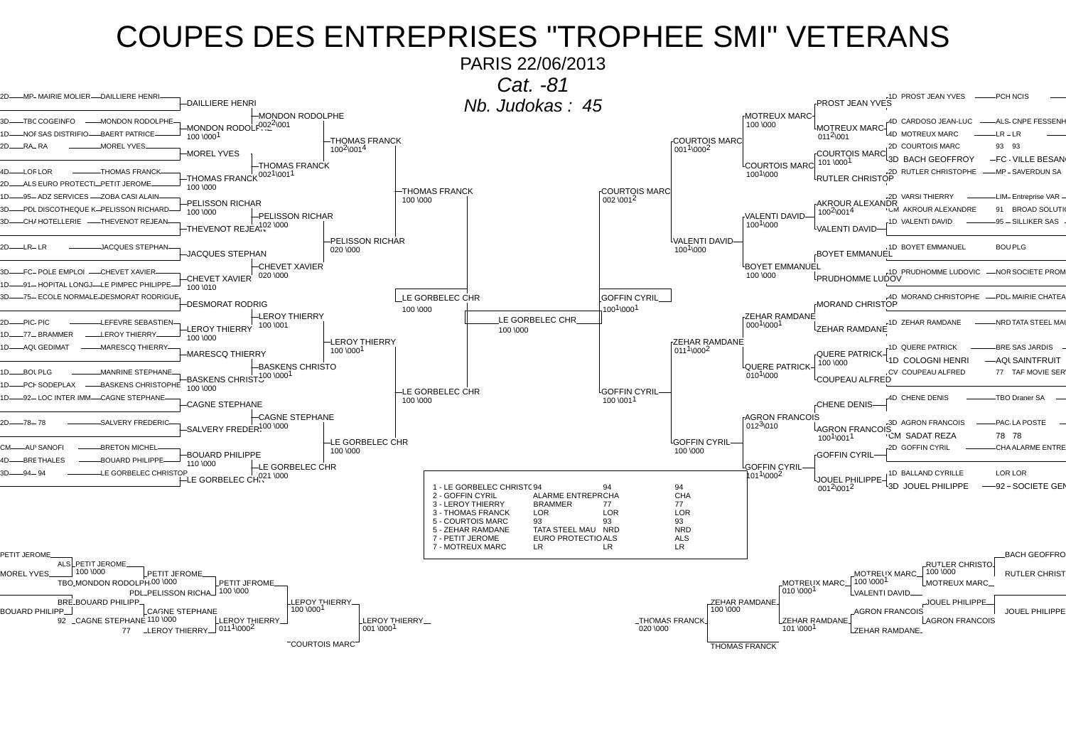# COUPES DES ENTREPRISES "TROPHEE SMI" VETERANS

PARIS 22/06/2013

*Cat. -81*

*Nb. Judokas : 45*

## Tableau gauche

| Grade | Club | Entreprise | Nom |
|---|---|---|---|
| 2D | MP | MAIRIE MOLIER | DAILLIERE HENRI |
| 3D | TBC | COGEINFO | MONDON RODOLPHE |
| 1D | NOR | SAS DISTRIFIO | BAERT PATRICE |
| 2D | RA | RA | MOREL YVES |
| 4D | LOR | LOR | THOMAS FRANCK |
| 2D | ALS | EURO PROTECTI | PETIT JEROME |
| 1D | 95 | ADZ SERVICES | ZOBA CASI ALAIN |
| 3D | PDL | DISCOTHEQUE K | PELISSON RICHARD |
| 3D | CHA | HOTELLERIE | THEVENOT REJEAN |
| 2D | LR | LR | JACQUES STEPHAN |
| 3D | FC | POLE EMPLOI | CHEVET XAVIER |
| 1D | 91 | HOPITAL LONGJ | LE PIMPEC PHILIPPE |
| 3D | 75 | ECOLE NORMALE | DESMORAT RODRIGUE |
| 2D | PIC | PIC | LEFEVRE SEBASTIEN |
| 1D | 77 | BRAMMER | LEROY THIERRY |
| 1D | AQU | GEDIMAT | MARESCQ THIERRY |
| 1D | BOU | PLG | MANRINE STEPHANE |
| 1D | PCH | SODEPLAX | BASKENS CHRISTOPHE |
| 1D | 92 | LOC INTER IMM | CAGNE STEPHANE |
| 2D | 78 | 78 | SALVERY FREDERIC |
| CM | AUV | SANOFI | BRETON MICHEL |
| 4D | BRE | THALES | BOUARD PHILIPPE |
| 3D | 94 | 94 | LE GORBELEC CHRISTOP |

Tour 1 : DAILLIERE HENRI ; MONDON RODOLPHE 100 \000[1] ; MOREL YVES ; THOMAS FRANCK 100 \000 ; PELISSON RICHAR 100 \000 ; THEVENOT REJEAN ; JACQUES STEPHAN ; CHEVET XAVIER 100 \010 ; DESMORAT RODRIG ; LEROY THIERRY 100 \000 ; MARESCQ THIERRY ; BASKENS CHRISTO 100 \000 ; CAGNE STEPHANE ; SALVERY FREDER ; BOUARD PHILIPPE 110 \000 ; LE GORBELEC CHR

Tour 2 : MONDON RODOLPHE 002[2]\001 ; THOMAS FRANCK 002[1]\001[1] ; PELISSON RICHAR 102 \000 ; CHEVET XAVIER 020 \000 ; LEROY THIERRY 100 \001 ; BASKENS CHRISTO 100 \000[1] ; CAGNE STEPHANE 100 \000 ; LE GORBELEC CHR 021 \000

Tour 3 : THOMAS FRANCK 100[2]\001[4] ; PELISSON RICHAR 020 \000 ; LEROY THIERRY 100 \000[1] ; LE GORBELEC CHR 100 \000

Tour 4 : THOMAS FRANCK 100 \000 ; LE GORBELEC CHR 100 \000

Demi-finale : LE GORBELEC CHR 100 \000

Finale : LE GORBELEC CHR 100 \000

## Tableau droit

| Grade | Nom | Club | Entreprise |
|---|---|---|---|
| 1D | PROST JEAN YVES | PCH | NCIS |
| 4D | CARDOSO JEAN-LUC | ALS | CNPE FESSENH |
| 4D | MOTREUX MARC | LR | LR |
| 2D | COURTOIS MARC | 93 | 93 |
| 3D | BACH GEOFFROY | FC | VILLE BESAN |
| 2D | RUTLER CHRISTOPHE | MP | SAVERDUN SA |
| 2D | VARSI THIERRY | LIM | Entreprise VAR |
| CM | AKROUR ALEXANDRE | 91 | BROAD SOLUTI |
| 1D | VALENTI DAVID | 95 | SILLIKER SAS |
| 1D | BOYET EMMANUEL | BOU | PLG |
| 1D | PRUDHOMME LUDOVIC | NOR | SOCIETE PROM |
| 4D | MORAND CHRISTOPHE | PDL | MAIRIE CHATEA |
| 1D | ZEHAR RAMDANE | NRD | TATA STEEL MAU |
| 1D | QUERE PATRICK | BRE | SAS JARDIS |
| 1D | COLOGNI HENRI | AQU | SAINTFRUIT |
| CV | COUPEAU ALFRED | 77 | TAF MOVIE SERV |
| 4D | CHENE DENIS | TBO | Draner SA |
| 3D | AGRON FRANCOIS | PAC | LA POSTE |
| CM | SADAT REZA | 78 | 78 |
| 2D | GOFFIN CYRIL | CHA | ALARME ENTRE |
| 1D | BALLAND CYRILLE | LOR | LOR |
| 3D | JOUEL PHILIPPE | 92 | SOCIETE GEN |

Tour 1 : PROST JEAN YVES ; MOTREUX MARC 011[2]\001 ; COURTOIS MARC 101 \000[1] ; RUTLER CHRISTOP ; AKROUR ALEXANDR 100[2]\001[4] ; VALENTI DAVID ; BOYET EMMANUEL ; PRUDHOMME LUDOV ; MORAND CHRISTOP ; ZEHAR RAMDANE ; QUERE PATRICK 100 \000 ; COUPEAU ALFRED ; CHENE DENIS ; AGRON FRANCOIS 100[1]\001[1] ; GOFFIN CYRIL ; JOUEL PHILIPPE 001[2]\001[2]

Tour 2 : MOTREUX MARC 100 \000 ; COURTOIS MARC 100[1]\000 ; VALENTI DAVID 100[1]\000 ; BOYET EMMANUEL 100 \000 ; ZEHAR RAMDANE 000[1]\000[1] ; QUERE PATRICK 010[1]\000 ; AGRON FRANCOIS 012[3]\010 ; GOFFIN CYRIL 101[1]\000[2]

Tour 3 : COURTOIS MARC 001[1]\000[2] ; VALENTI DAVID 100[1]\000 ; ZEHAR RAMDANE 011[1]\000[2] ; GOFFIN CYRIL 100 \000

Tour 4 : COURTOIS MARC 002 \001[2] ; GOFFIN CYRIL 100 \001[1]

Demi-finale : GOFFIN CYRIL 100[1]\000[1]

## Classement

| Place | Nom | Entreprise | Club | Ligue |
|---|---|---|---|---|
| 1 | LE GORBELEC CHRISTO | 94 | 94 | 94 |
| 2 | GOFFIN CYRIL | ALARME ENTREPR | CHA | CHA |
| 3 | LEROY THIERRY | BRAMMER | 77 | 77 |
| 3 | THOMAS FRANCK | LOR | LOR | LOR |
| 5 | COURTOIS MARC | 93 | 93 | 93 |
| 5 | ZEHAR RAMDANE | TATA STEEL MAU | NRD | NRD |
| 7 | PETIT JEROME | EURO PROTECTIO | ALS | ALS |
| 7 | MOTREUX MARC | LR | LR | LR |

## Repêchages gauche

- PETIT JEROME (ALS) contre MOREL YVES : PETIT JEROME 100 \000
- MONDON RODOLPH (TBO) contre PELISSON RICHA (PDL) : PETIT JEROME 100 \000
- PETIT JEROME 100 \000
- BOUARD PHILIPP (BRE) contre BOUARD PHILIPP : CAGNE STEPHANE 110 \000
- CAGNE STEPHANE (92) contre LEROY THIERRY (77) : LEROY THIERRY 011[1]\000[2]
- LEROY THIERRY 100 \000[1]
- LEROY THIERRY 001 \000[1] contre COURTOIS MARC

## Repêchages droit

- BACH GEOFFRO ; RUTLER CHRISTO 100 \000 ; RUTLER CHRIST
- MOTREUX MARC 100 \000[1] contre VALENTI DAVID : MOTREUX MARC
- MOTREUX MARC 010 \000[1]
- JOUEL PHILIPPE ; AGRON FRANCOIS ; JOUEL PHILIPPE ; AGRON FRANCOIS
- ZEHAR RAMDANE 101 \000[1] contre ZEHAR RAMDANE
- ZEHAR RAMDANE 100 \000
- THOMAS FRANCK 020 \000 contre THOMAS FRANCK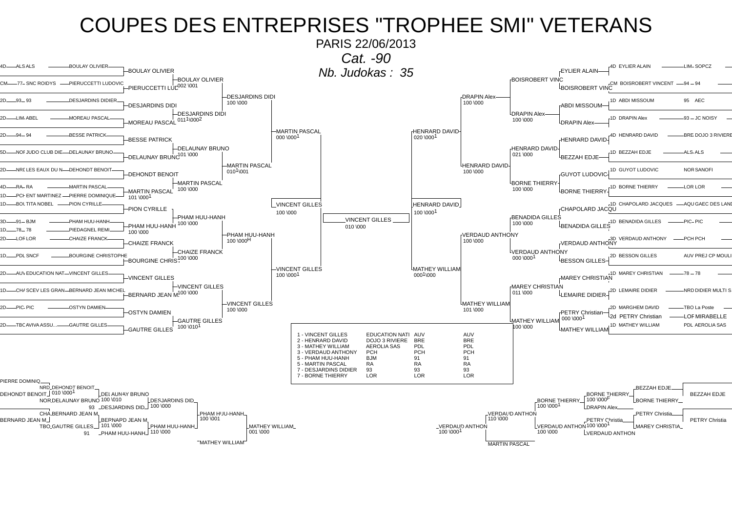# COUPES DES ENTREPRISES "TROPHEE SMI" VETERANS

PARIS 22/06/2013

*Cat. -90*

*Nb. Judokas : 35*

## Tableau principal (gauche)

| Grade | Club | Nom |
|---|---|---|
| 4D | ALS ALS | BOULAY OLIVIER |
| CM | 77 SNC ROIDYS | PIERUCCETTI LUDOVIC |
| 2D | 93 93 | DESJARDINS DIDIER |
| 2D | LIM ABEL | MOREAU PASCAL |
| 2D | 94 94 | BESSE PATRICK |
| 5D | NOR JUDO CLUB DIE | DELAUNAY BRUNO |
| 2D | NRD LES EAUX DU N | DEHONDT BENOIT |
| 4D | RA RA | MARTIN PASCAL |
| 1D | PCH ENT MARTINEZ | PIERRE DOMINIQUE |
| 1D | BOU TITA NOBEL | PION CYRILLE |
| 3D | 91 BJM | PHAM HUU-HANH |
| 1D | 78 78 | PIEDAGNEL REMI |
| 2D | LOR LOR | CHAIZE FRANCK |
| 1D | PDL SNCF | BOURGINE CHRISTOPHE |
| 2D | AUV EDUCATION NAT | VINCENT GILLES |
| 1D | CHA SCEV LES GRAN | BERNARD JEAN MICHEL |
| 2D | PIC PIC | OSTYN DAMIEN |
| 2D | TBO AVIVA ASSU... | GAUTRE GILLES |

- BOULAY OLIVIER bat PIERUCCETTI LUDOVIC (002 \001)
- DESJARDINS DIDI bat MOREAU PASCAL (011[1]\000[2])
- DESJARDINS DIDI bat BOULAY OLIVIER (100 \000)
- DELAUNAY BRUNO bat BESSE PATRICK (101 \000)
- MARTIN PASCAL bat PIERRE DOMINIQUE (101 \000[1])
- MARTIN PASCAL bat DEHONDT BENOIT (100 \000)
- MARTIN PASCAL bat DELAUNAY BRUNO (010[1]\001)
- MARTIN PASCAL bat DESJARDINS DIDI (000 \000[1])
- PHAM HUU-HANH bat PIEDAGNEL REMI (100 \000)
- PHAM HUU-HANH bat PION CYRILLE (100 \000)
- CHAIZE FRANCK bat BOURGINE CHRISTOPHE (100 \000)
- PHAM HUU-HANH bat CHAIZE FRANCK (100 \000H)
- VINCENT GILLES bat BERNARD JEAN MICHEL (100 \000)
- GAUTRE GILLES bat OSTYN DAMIEN (100 \010[1])
- VINCENT GILLES bat GAUTRE GILLES (100 \000)
- VINCENT GILLES bat PHAM HUU-HANH (100 \000[1])
- VINCENT GILLES bat MARTIN PASCAL (100 \000)

**Finale : VINCENT GILLES bat HENRARD DAVID (010 \000)**

## Tableau principal (droite)

| Grade | Nom | Club |
|---|---|---|
| 4D | EYLIER ALAIN | LIM SOPCZ |
| CM | BOISROBERT VINCENT | 94 94 |
| 1D | ABDI MISSOUM | 95 AEC |
| 1D | DRAPIN Alex | 93 JC NOISY |
| 4D | HENRARD DAVID | BRE DOJO 3 RIVIERE |
| 1D | BEZZAH EDJE | ALS ALS |
| 1D | GUYOT LUDOVIC | NOR SANOFI |
| 1D | BORNE THIERRY | LOR LOR |
| 1D | CHAPOLARD JACQUES | AQU GAEC DES LAND |
| 1D | BENADIDA GILLES | PIC PIC |
| 3D | VERDAUD ANTHONY | PCH PCH |
| 2D | BESSON GILLES | AUV PREJ CP MOULI |
| 1D | MAREY CHRISTIAN | 78 78 |
| 2D | LEMAIRE DIDIER | NRD DIDIER MULTI S |
| 2D | MARGHEM DAVID | TBO La Poste |
| 2d | PETRY Christian | LOR MIRABELLE |
| 1D | MATHEY WILLIAM | PDL AEROLIA SAS |

- BOISROBERT VINC bat EYLIER ALAIN
- DRAPIN Alex bat ABDI MISSOUM (100 \000)
- DRAPIN Alex bat BOISROBERT VINC (100 \000)
- HENRARD DAVID bat BEZZAH EDJE (021 \000)
- BORNE THIERRY bat GUYOT LUDOVIC (100 \000)
- HENRARD DAVID bat BORNE THIERRY (100 \000)
- HENRARD DAVID bat DRAPIN Alex (020 \000[1])
- BENADIDA GILLES bat CHAPOLARD JACQU (100 \000)
- VERDAUD ANTHONY bat BESSON GILLES (000 \000[1])
- VERDAUD ANTHONY bat BENADIDA GILLES (100 \000)
- MAREY CHRISTIAN bat LEMAIRE DIDIER (011 \000)
- MATHEY WILLIAM bat PETRY Christian (000 \000[1])
- MATHEY WILLIAM bat MAREY CHRISTIAN (100 \000)
- MATHEY WILLIAM bat VERDAUD ANTHONY (101 \000)
- HENRARD DAVID bat MATHEY WILLIAM (000[1]\000)
- HENRARD DAVID (100 \000[1])

## Classement

| Place | Nom | Club | | |
|---|---|---|---|---|
| 1 | VINCENT GILLES | EDUCATION NATI | AUV | AUV |
| 2 | HENRARD DAVID | DOJO 3 RIVIERE | BRE | BRE |
| 3 | MATHEY WILLIAM | AEROLIA SAS | PDL | PDL |
| 3 | VERDAUD ANTHONY | PCH | PCH | PCH |
| 5 | PHAM HUU-HANH | BJM | 91 | 91 |
| 5 | MARTIN PASCAL | RA | RA | RA |
| 7 | DESJARDINS DIDIER | 93 | 93 | 93 |
| 7 | BORNE THIERRY | LOR | LOR | LOR |

## Repêchages (gauche)

- DEHONDT BENOIT bat PIERRE DOMINIQ (010 \000[1])
- DELAUNAY BRUNO bat DEHONDT BENOIT (100 \010)
- DESJARDINS DIDI bat DELAUNAY BRUNO (100 \000)
- BERNARD JEAN M bat CHAIZE FRANCK
- BERNARD JEAN M bat GAUTRE GILLES (101 \000)
- PHAM HUU-HANH bat BERNARD JEAN M (110 \000)
- PHAM HUU-HANH bat DESJARDINS DIDI (100 \001)
- MATHEY WILLIAM bat PHAM HUU-HANH (001 \000)
- MATHEY WILLIAM

## Repêchages (droite)

- BEZZAH EDJE / BORNE THIERRY : BORNE THIERRY (100 \000F)
- BORNE THIERRY bat DRAPIN Alex (100 \000[1])
- PETRY Christia / MAREY CHRISTIA : PETRY Christia (100 \000[1])
- VERDAUD ANTHON bat PETRY Christia (100 \000)
- VERDAUD ANTHON bat BORNE THIERRY (110 \000)
- VERDAUD ANTHON bat MARTIN PASCAL (100 \000[1])
- MARTIN PASCAL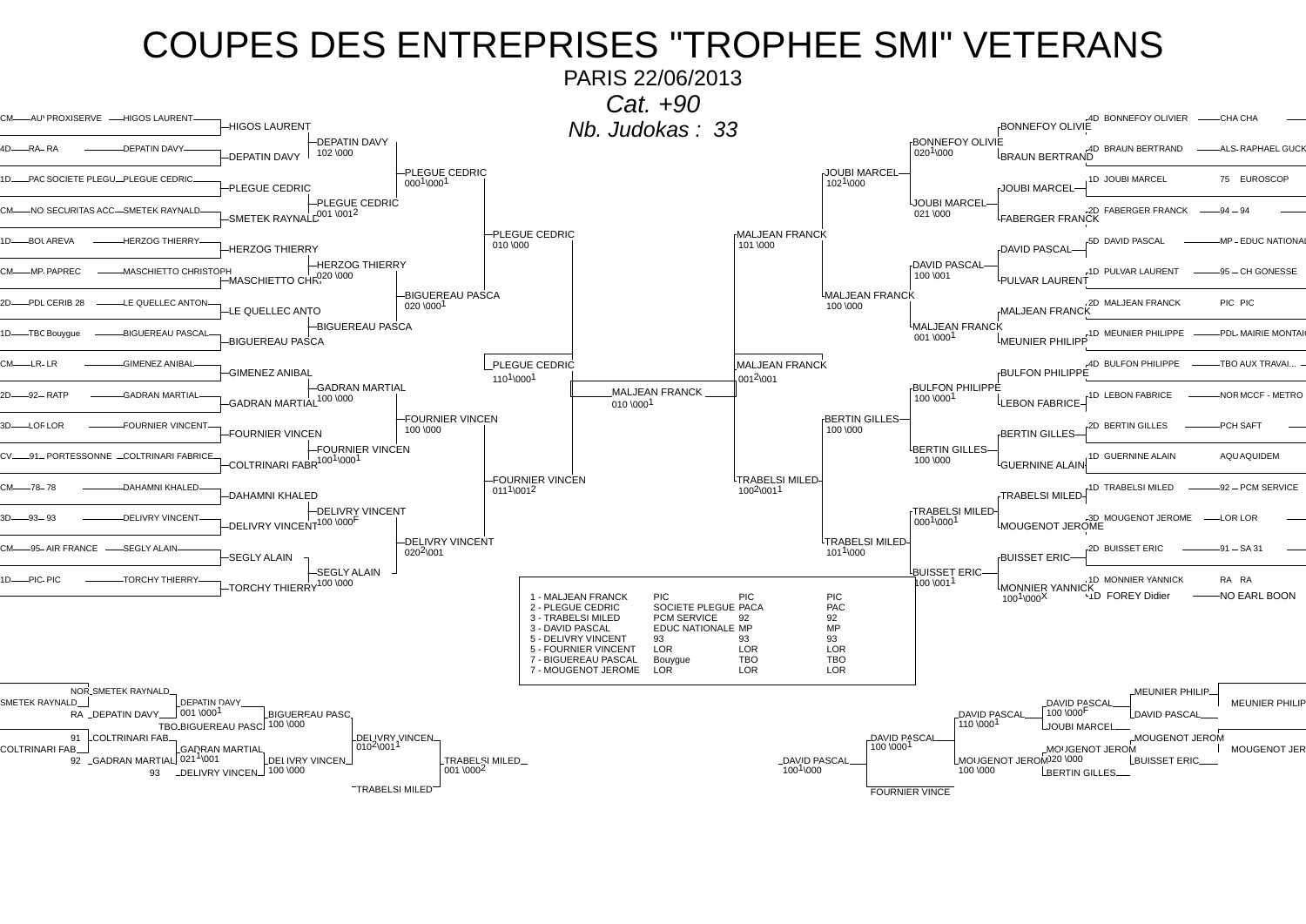# COUPES DES ENTREPRISES "TROPHEE SMI" VETERANS

PARIS 22/06/2013

*Cat. +90*

*Nb. Judokas : 33*

CM AU PROXISERVE HIGOS LAURENT
4D RA RA DEPATIN DAVY
1D PAC SOCIETE PLEGUE PLEGUE CEDRIC
CM NO SECURITAS ACC SMETEK RAYNALD
1D BOL AREVA HERZOG THIERRY
CM MP PAPREC MASCHIETTO CHRISTOPH
2D PDL CERIB 28 LE QUELLEC ANTON
1D TBC Bouygue BIGUEREAU PASCAL
CM LR LR GIMENEZ ANIBAL
2D 92 RATP GADRAN MARTIAL
3D LOR LOR FOURNIER VINCENT
CV 91 PORTESSONNE COLTRINARI FABRICE
CM 78 78 DAHAMNI KHALED
3D 93 93 DELIVRY VINCENT
CM 95 AIR FRANCE SEGLY ALAIN
1D PIC PIC TORCHY THIERRY

HIGOS LAURENT
DEPATIN DAVY
PLEGUE CEDRIC
SMETEK RAYNALD
HERZOG THIERRY
MASCHIETTO CHRI
LE QUELLEC ANTO
BIGUEREAU PASCA
GIMENEZ ANIBAL
GADRAN MARTIAL
FOURNIER VINCEN
COLTRINARI FABR
DAHAMNI KHALED
DELIVRY VINCENT
SEGLY ALAIN
TORCHY THIERRY

DEPATIN DAVY 102 \000
PLEGUE CEDRIC 001 \0012
HERZOG THIERRY 020 \000
BIGUEREAU PASCA
GADRAN MARTIAL 100 \000
FOURNIER VINCEN 1001\0001
DELIVRY VINCENT 100 \000F
SEGLY ALAIN 100 \000

PLEGUE CEDRIC 0001\0001
BIGUEREAU PASCA 020 \0001
FOURNIER VINCEN 100 \000
DELIVRY VINCENT 0202\001

PLEGUE CEDRIC 010 \000
FOURNIER VINCEN 0111\0012

PLEGUE CEDRIC 1101\0001

MALJEAN FRANCK 010 \0001

MALJEAN FRANCK 0012\001

MALJEAN FRANCK 101 \000
TRABELSI MILED 1002\0011

JOUBI MARCEL 1021\000
MALJEAN FRANCK 100 \000
BERTIN GILLES 100 \000
TRABELSI MILED 1011\000

BONNEFOY OLIVIE 0201\000
JOUBI MARCEL 021 \000
DAVID PASCAL 100 \001
MALJEAN FRANCK 001 \0001
BULFON PHILIPPE 100 \0001
BERTIN GILLES 100 \000
TRABELSI MILED 0001\0001
BUISSET ERIC 100 \0011

BONNEFOY OLIVIE
BRAUN BERTRAND
JOUBI MARCEL
FABERGER FRANCK
DAVID PASCAL
PULVAR LAURENT
MALJEAN FRANCK
MEUNIER PHILIPP
BULFON PHILIPPE
LEBON FABRICE
BERTIN GILLES
GUERNINE ALAIN
TRABELSI MILED
MOUGENOT JEROME
BUISSET ERIC
MONNIER YANNICK 1001\000X

4D BONNEFOY OLIVIER CHA CHA
4D BRAUN BERTRAND ALS RAPHAEL GUCK
1D JOUBI MARCEL 75 EUROSCOP
2D FABERGER FRANCK 94 94
5D DAVID PASCAL MP EDUC NATIONAL
1D PULVAR LAURENT 95 CH GONESSE
2D MALJEAN FRANCK PIC PIC
1D MEUNIER PHILIPPE PDL MAIRIE MONTAI
4D BULFON PHILIPPE TBO AUX TRAVAI...
1D LEBON FABRICE NOR MCCF - METRO
2D BERTIN GILLES PCH SAFT
1D GUERNINE ALAIN AQU AQUIDEM
1D TRABELSI MILED 92 PCM SERVICE
3D MOUGENOT JEROME LOR LOR
2D BUISSET ERIC 91 SA 31
1D MONNIER YANNICK RA RA
1D FOREY Didier NO EARL BOON

| | | | | |
|---|---|---|---|---|
| 1 - MALJEAN FRANCK | PIC | PIC | PIC |
| 2 - PLEGUE CEDRIC | SOCIETE PLEGUE | PACA | PAC |
| 3 - TRABELSI MILED | PCM SERVICE | 92 | 92 |
| 3 - DAVID PASCAL | EDUC NATIONALE | MP | MP |
| 5 - DELIVRY VINCENT | 93 | 93 | 93 |
| 5 - FOURNIER VINCENT | LOR | LOR | LOR |
| 7 - BIGUEREAU PASCAL | Bouygue | TBO | TBO |
| 7 - MOUGENOT JEROME | LOR | LOR | LOR |

NOR SMETEK RAYNALD
SMETEK RAYNALD
RA DEPATIN DAVY
DEPATIN DAVY 001 \0001
TBO BIGUEREAU PASC
BIGUEREAU PASC 100 \000
91 COLTRINARI FAB
COLTRINARI FAB
92 GADRAN MARTIAL
GADRAN MARTIAL 0211\001
93 DELIVRY VINCEN
DELIVRY VINCEN 0102\0011
DELIVRY VINCEN 100 \000
TRABELSI MILED 001 \0002
TRABELSI MILED

MEUNIER PHILIP
MEUNIER PHILIP
DAVID PASCAL 100 \000F
DAVID PASCAL
JOUBI MARCEL
DAVID PASCAL 110 \0001
MOUGENOT JEROM
MOUGENOT JER
MOUGENOT JEROM 020 \000
BUISSET ERIC
BERTIN GILLES
MOUGENOT JEROM 100 \000
DAVID PASCAL 100 \0001
DAVID PASCAL 1001\000
FOURNIER VINCE